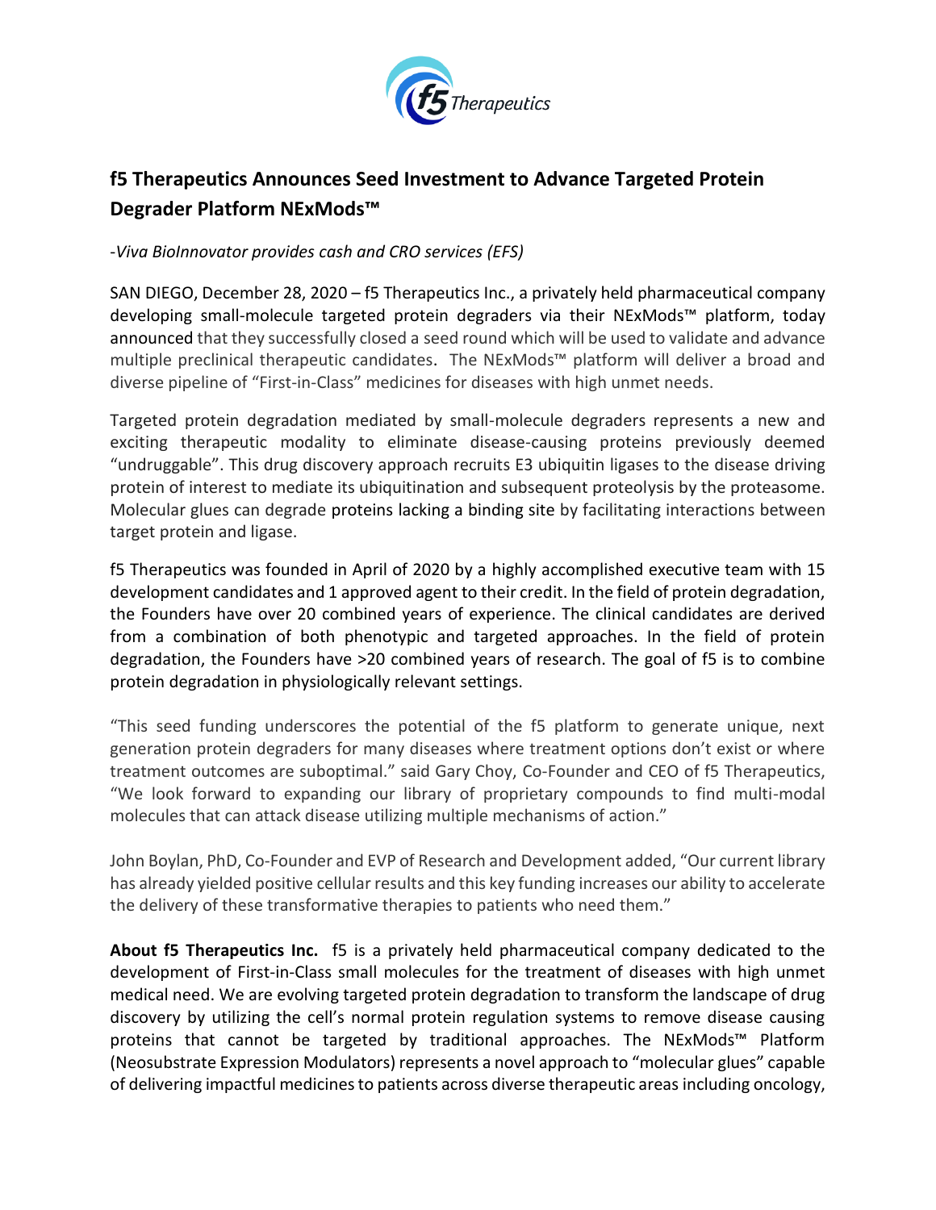# f5 Therapeutics Announces Seed Investment to Advance Targeted Protein Degrader Platform NExMods™

*-Viva BioInnovator provides cash and CRO services (EFS)*

SAN DIEGO, December 28, 2020 – f5 Therapeutics Inc., a privately held pharmaceutical company developing small-molecule targeted protein degraders via their NExMods™ platform, today announced that they successfully closed a seed round which will be used to validate and advance multiple preclinical therapeutic candidates. The NExMods™ platform will deliver a broad and diverse pipeline of "First-in-Class" medicines for diseases with high unmet needs.

Targeted protein degradation mediated by small-molecule degraders represents a new and exciting therapeutic modality to eliminate disease-causing proteins previously deemed "undruggable". This drug discovery approach recruits E3 ubiquitin ligases to the disease driving protein of interest to mediate its ubiquitination and subsequent proteolysis by the proteasome. Molecular glues can degrade proteins lacking a binding site by facilitating interactions between target protein and ligase.

f5 Therapeutics was founded in April of 2020 by a highly accomplished executive team with 15 development candidates and 1 approved agent to their credit. In the field of protein degradation, the Founders have over 20 combined years of experience. The clinical candidates are derived from a combination of both phenotypic and targeted approaches. In the field of protein degradation, the Founders have >20 combined years of research. The goal of f5 is to combine protein degradation in physiologically relevant settings.

"This seed funding underscores the potential of the f5 platform to generate unique, next generation protein degraders for many diseases where treatment options don't exist or where treatment outcomes are suboptimal." said Gary Choy, Co-Founder and CEO of f5 Therapeutics, "We look forward to expanding our library of proprietary compounds to find multi-modal molecules that can attack disease utilizing multiple mechanisms of action."

John Boylan, PhD, Co-Founder and EVP of Research and Development added, "Our current library has already yielded positive cellular results and this key funding increases our ability to accelerate the delivery of these transformative therapies to patients who need them."

**About f5 Therapeutics Inc.** f5 is a privately held pharmaceutical company dedicated to the development of First-in-Class small molecules for the treatment of diseases with high unmet medical need. We are evolving targeted protein degradation to transform the landscape of drug discovery by utilizing the cell's normal protein regulation systems to remove disease causing proteins that cannot be targeted by traditional approaches. The NExMods™ Platform (Neosubstrate Expression Modulators) represents a novel approach to "molecular glues" capable of delivering impactful medicines to patients across diverse therapeutic areas including oncology,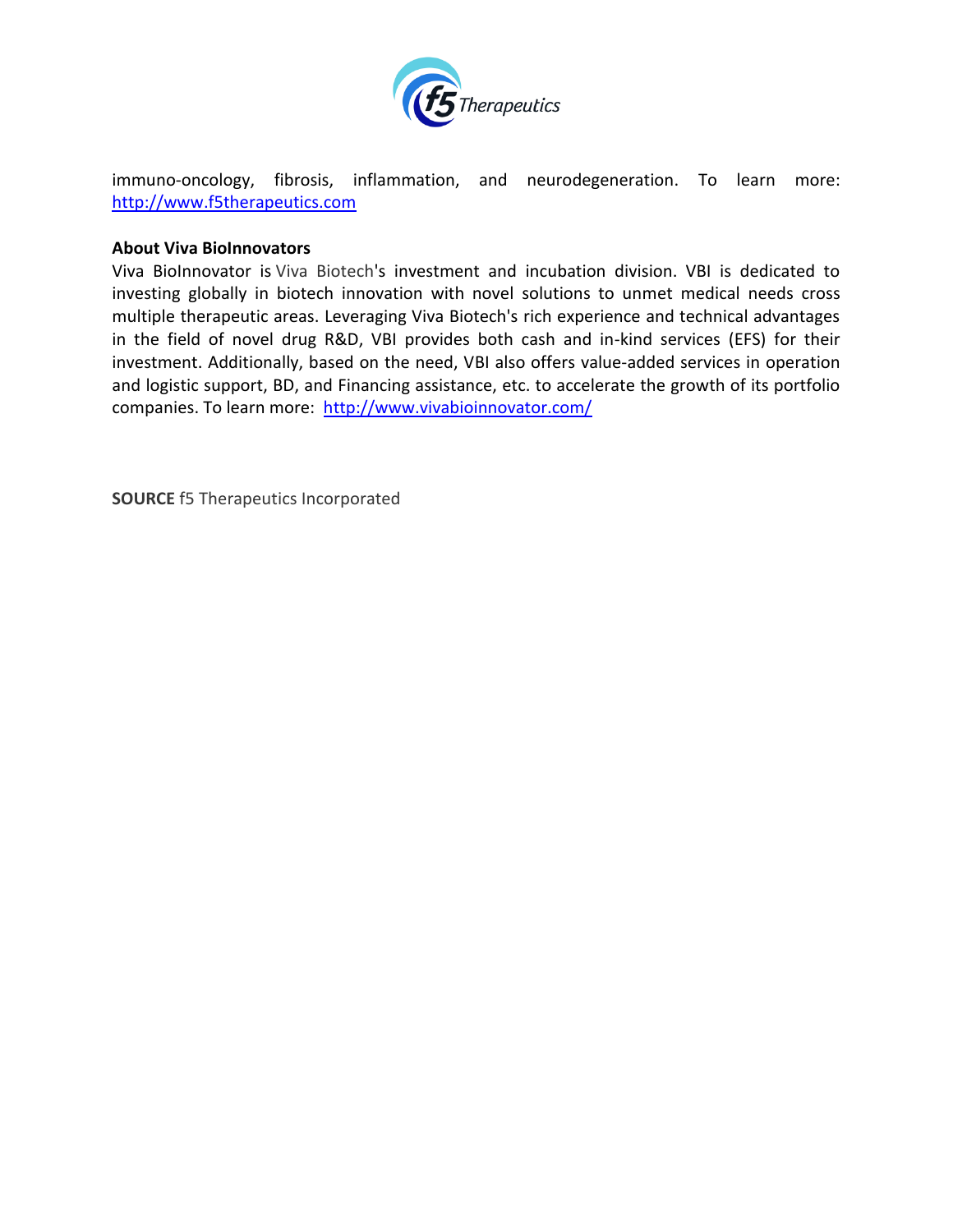immuno-oncology, fibrosis, inflammation, and neurodegeneration. To learn more: http://www.f5therapeutics.com

**About Viva BioInnovators**

Viva BioInnovator is Viva Biotech's investment and incubation division. VBI is dedicated to investing globally in biotech innovation with novel solutions to unmet medical needs cross multiple therapeutic areas. Leveraging Viva Biotech's rich experience and technical advantages in the field of novel drug R&D, VBI provides both cash and in-kind services (EFS) for their investment. Additionally, based on the need, VBI also offers value-added services in operation and logistic support, BD, and Financing assistance, etc. to accelerate the growth of its portfolio companies. To learn more: http://www.vivabioinnovator.com/

**SOURCE** f5 Therapeutics Incorporated